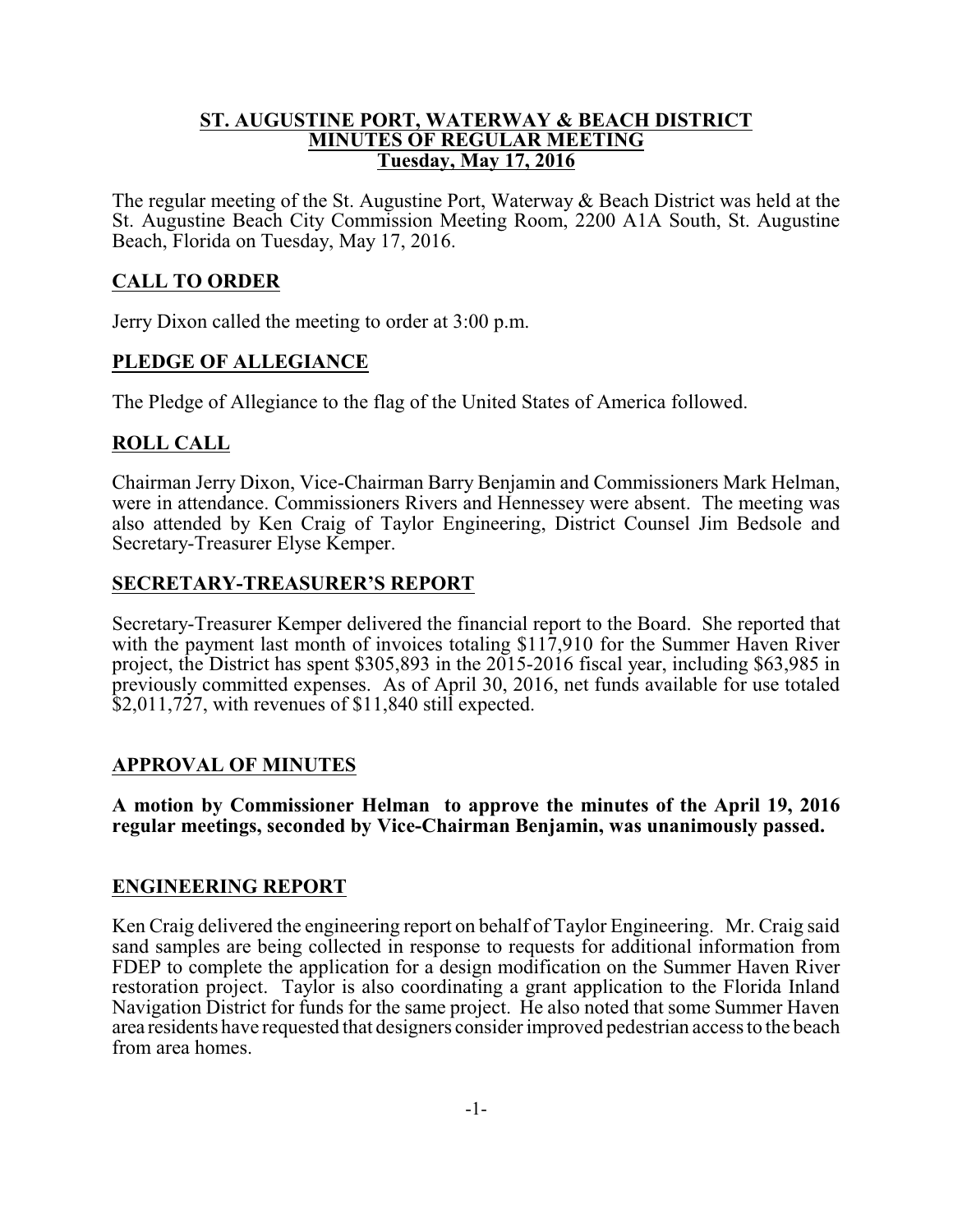# ST. AUGUSTINE PORT, WATERWAY & BEACH DISTRICT
## MINUTES OF REGULAR MEETING
### Tuesday, May 17, 2016

The regular meeting of the St. Augustine Port, Waterway & Beach District was held at the St. Augustine Beach City Commission Meeting Room, 2200 A1A South, St. Augustine Beach, Florida on Tuesday, May 17, 2016.

## CALL TO ORDER

Jerry Dixon called the meeting to order at 3:00 p.m.

## PLEDGE OF ALLEGIANCE

The Pledge of Allegiance to the flag of the United States of America followed.

## ROLL CALL

Chairman Jerry Dixon, Vice-Chairman Barry Benjamin and Commissioners Mark Helman, were in attendance. Commissioners Rivers and Hennessey were absent. The meeting was also attended by Ken Craig of Taylor Engineering, District Counsel Jim Bedsole and Secretary-Treasurer Elyse Kemper.

## SECRETARY-TREASURER'S REPORT

Secretary-Treasurer Kemper delivered the financial report to the Board. She reported that with the payment last month of invoices totaling $117,910 for the Summer Haven River project, the District has spent $305,893 in the 2015-2016 fiscal year, including $63,985 in previously committed expenses. As of April 30, 2016, net funds available for use totaled $2,011,727, with revenues of $11,840 still expected.

## APPROVAL OF MINUTES

**A motion by Commissioner Helman to approve the minutes of the April 19, 2016 regular meetings, seconded by Vice-Chairman Benjamin, was unanimously passed.**

## ENGINEERING REPORT

Ken Craig delivered the engineering report on behalf of Taylor Engineering. Mr. Craig said sand samples are being collected in response to requests for additional information from FDEP to complete the application for a design modification on the Summer Haven River restoration project. Taylor is also coordinating a grant application to the Florida Inland Navigation District for funds for the same project. He also noted that some Summer Haven area residents have requested that designers consider improved pedestrian access to the beach from area homes.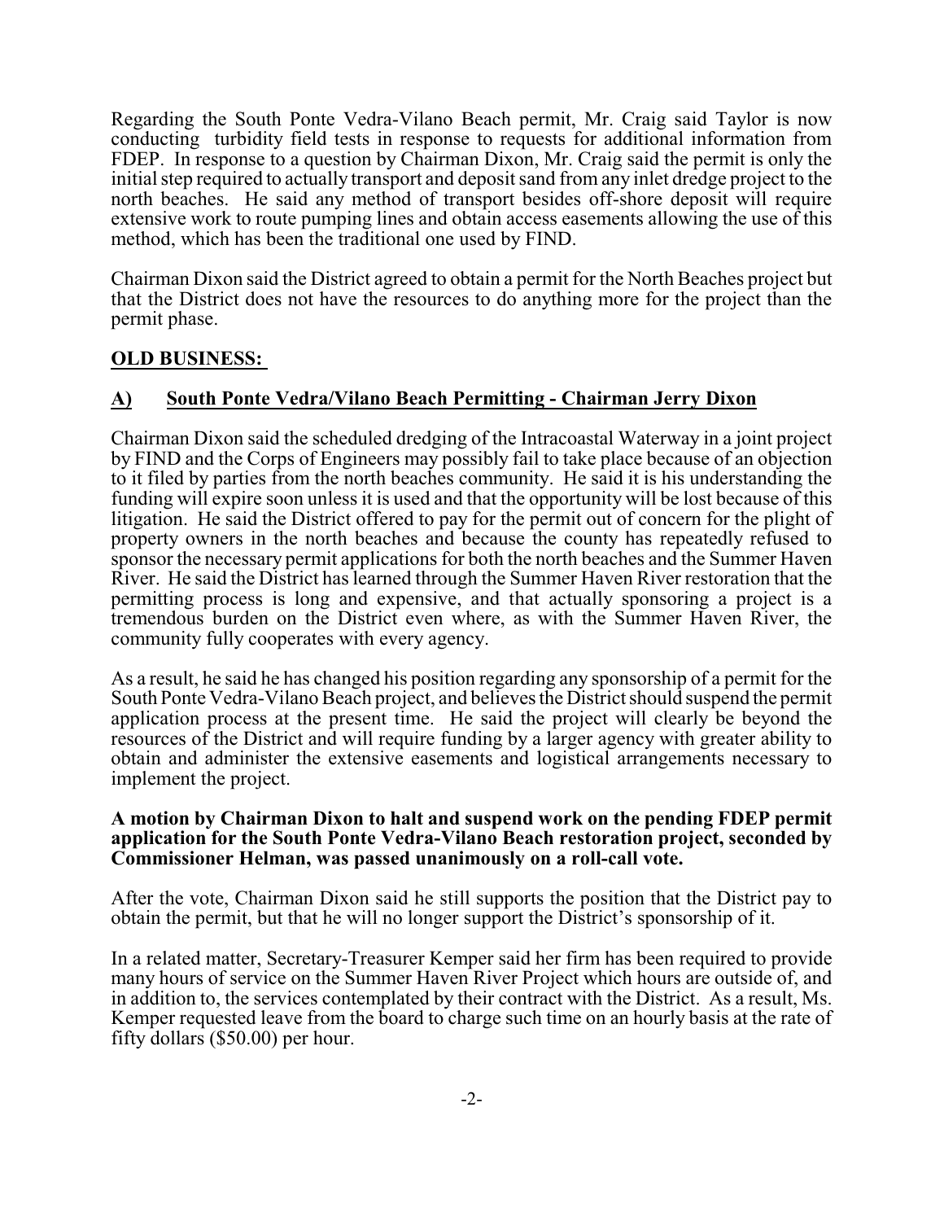Regarding the South Ponte Vedra-Vilano Beach permit, Mr. Craig said Taylor is now conducting turbidity field tests in response to requests for additional information from FDEP. In response to a question by Chairman Dixon, Mr. Craig said the permit is only the initial step required to actually transport and deposit sand from any inlet dredge project to the north beaches. He said any method of transport besides off-shore deposit will require extensive work to route pumping lines and obtain access easements allowing the use of this method, which has been the traditional one used by FIND.

Chairman Dixon said the District agreed to obtain a permit for the North Beaches project but that the District does not have the resources to do anything more for the project than the permit phase.

## OLD BUSINESS:

### A) South Ponte Vedra/Vilano Beach Permitting - Chairman Jerry Dixon

Chairman Dixon said the scheduled dredging of the Intracoastal Waterway in a joint project by FIND and the Corps of Engineers may possibly fail to take place because of an objection to it filed by parties from the north beaches community. He said it is his understanding the funding will expire soon unless it is used and that the opportunity will be lost because of this litigation. He said the District offered to pay for the permit out of concern for the plight of property owners in the north beaches and because the county has repeatedly refused to sponsor the necessary permit applications for both the north beaches and the Summer Haven River. He said the District has learned through the Summer Haven River restoration that the permitting process is long and expensive, and that actually sponsoring a project is a tremendous burden on the District even where, as with the Summer Haven River, the community fully cooperates with every agency.

As a result, he said he has changed his position regarding any sponsorship of a permit for the South Ponte Vedra-Vilano Beach project, and believes the District should suspend the permit application process at the present time. He said the project will clearly be beyond the resources of the District and will require funding by a larger agency with greater ability to obtain and administer the extensive easements and logistical arrangements necessary to implement the project.

**A motion by Chairman Dixon to halt and suspend work on the pending FDEP permit application for the South Ponte Vedra-Vilano Beach restoration project, seconded by Commissioner Helman, was passed unanimously on a roll-call vote.**

After the vote, Chairman Dixon said he still supports the position that the District pay to obtain the permit, but that he will no longer support the District's sponsorship of it.

In a related matter, Secretary-Treasurer Kemper said her firm has been required to provide many hours of service on the Summer Haven River Project which hours are outside of, and in addition to, the services contemplated by their contract with the District. As a result, Ms. Kemper requested leave from the board to charge such time on an hourly basis at the rate of fifty dollars ($50.00) per hour.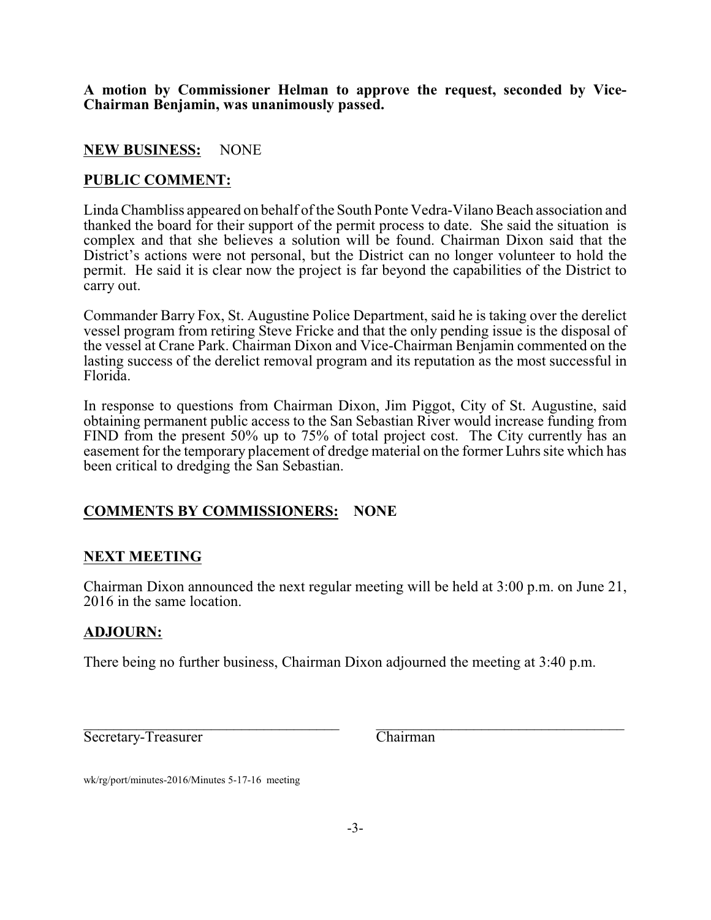**A motion by Commissioner Helman to approve the request, seconded by Vice-Chairman Benjamin, was unanimously passed.**

**NEW BUSINESS:** NONE

**PUBLIC COMMENT:**

Linda Chambliss appeared on behalf of the South Ponte Vedra-Vilano Beach association and thanked the board for their support of the permit process to date. She said the situation is complex and that she believes a solution will be found. Chairman Dixon said that the District's actions were not personal, but the District can no longer volunteer to hold the permit. He said it is clear now the project is far beyond the capabilities of the District to carry out.

Commander Barry Fox, St. Augustine Police Department, said he is taking over the derelict vessel program from retiring Steve Fricke and that the only pending issue is the disposal of the vessel at Crane Park. Chairman Dixon and Vice-Chairman Benjamin commented on the lasting success of the derelict removal program and its reputation as the most successful in Florida.

In response to questions from Chairman Dixon, Jim Piggot, City of St. Augustine, said obtaining permanent public access to the San Sebastian River would increase funding from FIND from the present 50% up to 75% of total project cost. The City currently has an easement for the temporary placement of dredge material on the former Luhrs site which has been critical to dredging the San Sebastian.

**COMMENTS BY COMMISSIONERS: NONE**

**NEXT MEETING**

Chairman Dixon announced the next regular meeting will be held at 3:00 p.m. on June 21, 2016 in the same location.

**ADJOURN:**

There being no further business, Chairman Dixon adjourned the meeting at 3:40 p.m.

___________________________________ Secretary-Treasurer

___________________________________ Chairman

wk/rg/port/minutes-2016/Minutes 5-17-16 meeting